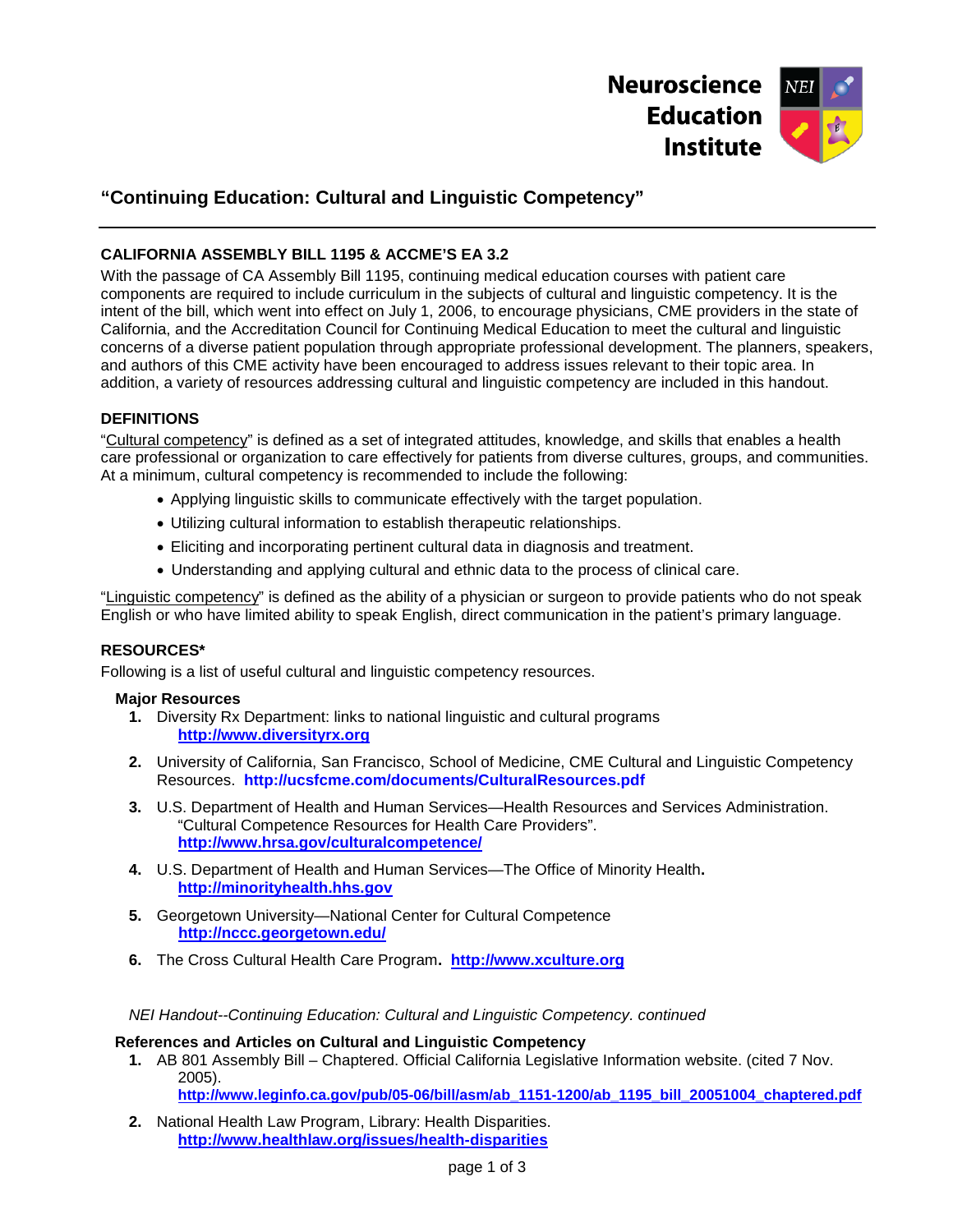Neuroscience Education Institute

# "Continuing Education: Cultural and Linguistic Competency"

## CALIFORNIA ASSEMBLY BILL 1195 & ACCME'S EA 3.2

With the passage of CA Assembly Bill 1195, continuing medical education courses with patient care components are required to include curriculum in the subjects of cultural and linguistic competency. It is the intent of the bill, which went into effect on July 1, 2006, to encourage physicians, CME providers in the state of California, and the Accreditation Council for Continuing Medical Education to meet the cultural and linguistic concerns of a diverse patient population through appropriate professional development. The planners, speakers, and authors of this CME activity have been encouraged to address issues relevant to their topic area. In addition, a variety of resources addressing cultural and linguistic competency are included in this handout.

## DEFINITIONS

"Cultural competency" is defined as a set of integrated attitudes, knowledge, and skills that enables a health care professional or organization to care effectively for patients from diverse cultures, groups, and communities. At a minimum, cultural competency is recommended to include the following:

- Applying linguistic skills to communicate effectively with the target population.
- Utilizing cultural information to establish therapeutic relationships.
- Eliciting and incorporating pertinent cultural data in diagnosis and treatment.
- Understanding and applying cultural and ethnic data to the process of clinical care.

"Linguistic competency" is defined as the ability of a physician or surgeon to provide patients who do not speak English or who have limited ability to speak English, direct communication in the patient's primary language.

## RESOURCES*

Following is a list of useful cultural and linguistic competency resources.

### Major Resources

1. Diversity Rx Department: links to national linguistic and cultural programs **http://www.diversityrx.org**
2. University of California, San Francisco, School of Medicine, CME Cultural and Linguistic Competency Resources. **http://ucsfcme.com/documents/CulturalResources.pdf**
3. U.S. Department of Health and Human Services—Health Resources and Services Administration. "Cultural Competence Resources for Health Care Providers". **http://www.hrsa.gov/culturalcompetence/**
4. U.S. Department of Health and Human Services—The Office of Minority Health. **http://minorityhealth.hhs.gov**
5. Georgetown University—National Center for Cultural Competence **http://nccc.georgetown.edu/**
6. The Cross Cultural Health Care Program. **http://www.xculture.org**

*NEI Handout--Continuing Education: Cultural and Linguistic Competency. continued*

### References and Articles on Cultural and Linguistic Competency

1. AB 801 Assembly Bill – Chaptered. Official California Legislative Information website. (cited 7 Nov. 2005). **http://www.leginfo.ca.gov/pub/05-06/bill/asm/ab_1151-1200/ab_1195_bill_20051004_chaptered.pdf**
2. National Health Law Program, Library: Health Disparities. **http://www.healthlaw.org/issues/health-disparities**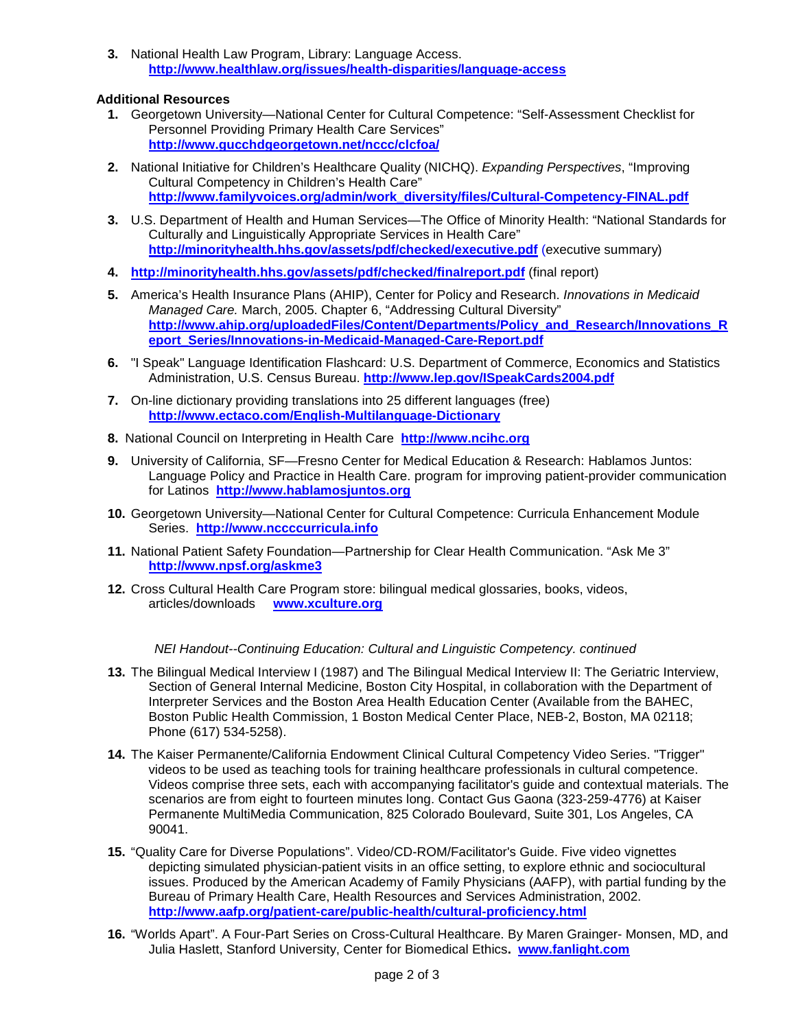3. National Health Law Program, Library: Language Access. **http://www.healthlaw.org/issues/health-disparities/language-access**

**Additional Resources**

1. Georgetown University—National Center for Cultural Competence: "Self-Assessment Checklist for Personnel Providing Primary Health Care Services" **http://www.gucchdgeorgetown.net/nccc/clcfoa/**
2. National Initiative for Children's Healthcare Quality (NICHQ). *Expanding Perspectives*, "Improving Cultural Competency in Children's Health Care" **http://www.familyvoices.org/admin/work_diversity/files/Cultural-Competency-FINAL.pdf**
3. U.S. Department of Health and Human Services—The Office of Minority Health: "National Standards for Culturally and Linguistically Appropriate Services in Health Care" **http://minorityhealth.hhs.gov/assets/pdf/checked/executive.pdf** (executive summary)
4. **http://minorityhealth.hhs.gov/assets/pdf/checked/finalreport.pdf** (final report)
5. America's Health Insurance Plans (AHIP), Center for Policy and Research. *Innovations in Medicaid Managed Care.* March, 2005. Chapter 6, "Addressing Cultural Diversity" **http://www.ahip.org/uploadedFiles/Content/Departments/Policy_and_Research/Innovations_Report_Series/Innovations-in-Medicaid-Managed-Care-Report.pdf**
6. "I Speak" Language Identification Flashcard: U.S. Department of Commerce, Economics and Statistics Administration, U.S. Census Bureau. **http://www.lep.gov/ISpeakCards2004.pdf**
7. On-line dictionary providing translations into 25 different languages (free) **http://www.ectaco.com/English-Multilanguage-Dictionary**
8. National Council on Interpreting in Health Care **http://www.ncihc.org**
9. University of California, SF—Fresno Center for Medical Education & Research: Hablamos Juntos: Language Policy and Practice in Health Care. program for improving patient-provider communication for Latinos **http://www.hablamosjuntos.org**
10. Georgetown University—National Center for Cultural Competence: Curricula Enhancement Module Series. **http://www.nccccurricula.info**
11. National Patient Safety Foundation—Partnership for Clear Health Communication. "Ask Me 3" **http://www.npsf.org/askme3**
12. Cross Cultural Health Care Program store: bilingual medical glossaries, books, videos, articles/downloads **www.xculture.org**

*NEI Handout--Continuing Education: Cultural and Linguistic Competency. continued*

13. The Bilingual Medical Interview I (1987) and The Bilingual Medical Interview II: The Geriatric Interview, Section of General Internal Medicine, Boston City Hospital, in collaboration with the Department of Interpreter Services and the Boston Area Health Education Center (Available from the BAHEC, Boston Public Health Commission, 1 Boston Medical Center Place, NEB-2, Boston, MA 02118; Phone (617) 534-5258).
14. The Kaiser Permanente/California Endowment Clinical Cultural Competency Video Series. "Trigger" videos to be used as teaching tools for training healthcare professionals in cultural competence. Videos comprise three sets, each with accompanying facilitator's guide and contextual materials. The scenarios are from eight to fourteen minutes long. Contact Gus Gaona (323-259-4776) at Kaiser Permanente MultiMedia Communication, 825 Colorado Boulevard, Suite 301, Los Angeles, CA 90041.
15. "Quality Care for Diverse Populations". Video/CD-ROM/Facilitator's Guide. Five video vignettes depicting simulated physician-patient visits in an office setting, to explore ethnic and sociocultural issues. Produced by the American Academy of Family Physicians (AAFP), with partial funding by the Bureau of Primary Health Care, Health Resources and Services Administration, 2002. **http://www.aafp.org/patient-care/public-health/cultural-proficiency.html**
16. "Worlds Apart". A Four-Part Series on Cross-Cultural Healthcare. By Maren Grainger- Monsen, MD, and Julia Haslett, Stanford University, Center for Biomedical Ethics**.** **www.fanlight.com**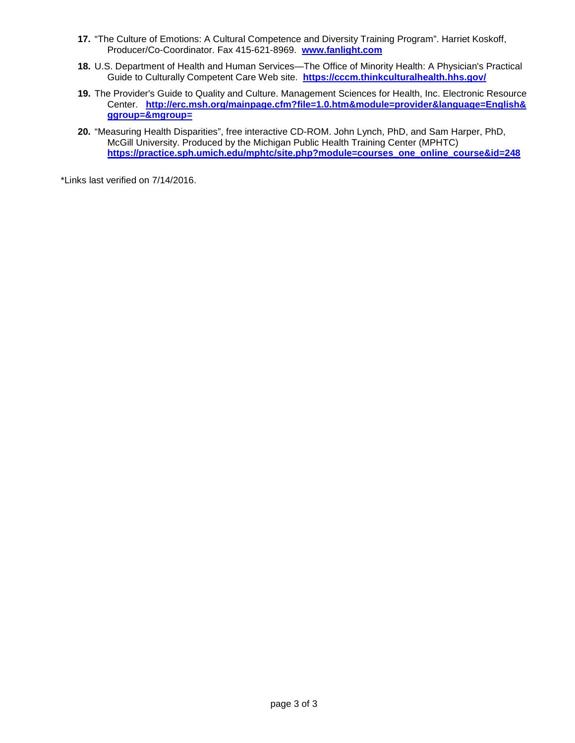17. "The Culture of Emotions: A Cultural Competence and Diversity Training Program". Harriet Koskoff, Producer/Co-Coordinator. Fax 415-621-8969. **www.fanlight.com**

18. U.S. Department of Health and Human Services—The Office of Minority Health: A Physician's Practical Guide to Culturally Competent Care Web site. **https://cccm.thinkculturalhealth.hhs.gov/**

19. The Provider's Guide to Quality and Culture. Management Sciences for Health, Inc. Electronic Resource Center. **http://erc.msh.org/mainpage.cfm?file=1.0.htm&module=provider&language=English&ggroup=&mgroup=**

20. "Measuring Health Disparities", free interactive CD-ROM. John Lynch, PhD, and Sam Harper, PhD, McGill University. Produced by the Michigan Public Health Training Center (MPHTC) **https://practice.sph.umich.edu/mphtc/site.php?module=courses_one_online_course&id=248**

*Links last verified on 7/14/2016.